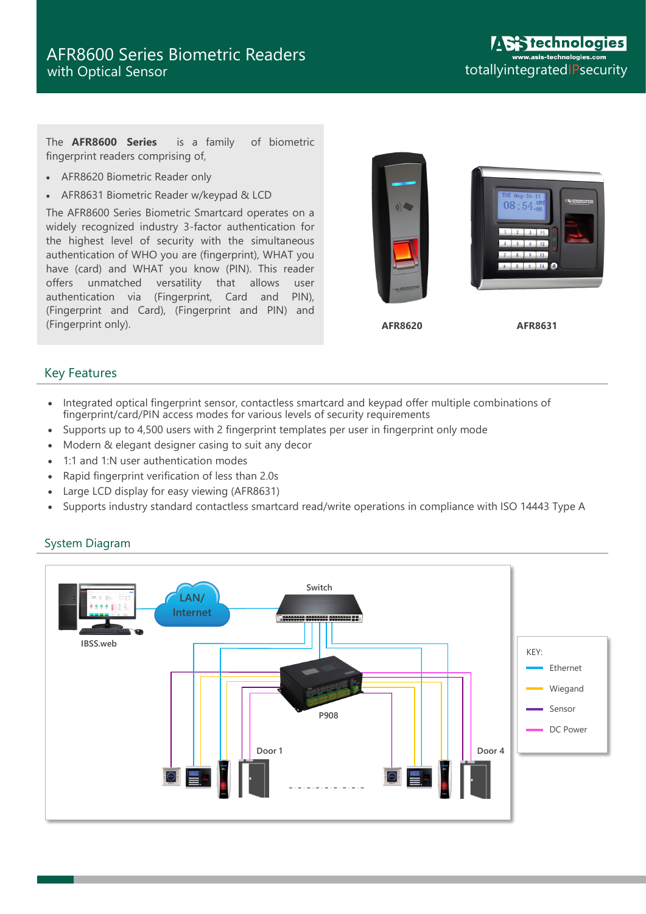# AFR8600 Series Biometric Readers
## with Optical Sensor

The **AFR8600 Series** is a family of biometric fingerprint readers comprising of,

- AFR8620 Biometric Reader only
- AFR8631 Biometric Reader w/keypad & LCD

The AFR8600 Series Biometric Smartcard operates on a widely recognized industry 3-factor authentication for the highest level of security with the simultaneous authentication of WHO you are (fingerprint), WHAT you have (card) and WHAT you know (PIN). This reader offers unmatched versatility that allows user authentication via (Fingerprint, Card and PIN), (Fingerprint and Card), (Fingerprint and PIN) and (Fingerprint only).

**AFR8620** **AFR8631**

## Key Features

- Integrated optical fingerprint sensor, contactless smartcard and keypad offer multiple combinations of fingerprint/card/PIN access modes for various levels of security requirements
- Supports up to 4,500 users with 2 fingerprint templates per user in fingerprint only mode
- Modern & elegant designer casing to suit any decor
- 1:1 and 1:N user authentication modes
- Rapid fingerprint verification of less than 2.0s
- Large LCD display for easy viewing (AFR8631)
- Supports industry standard contactless smartcard read/write operations in compliance with ISO 14443 Type A

## System Diagram

IBSS.web — LAN/ Internet — Switch — P908 — Door 1 ... Door 4

KEY:
- Ethernet
- Wiegand
- Sensor
- DC Power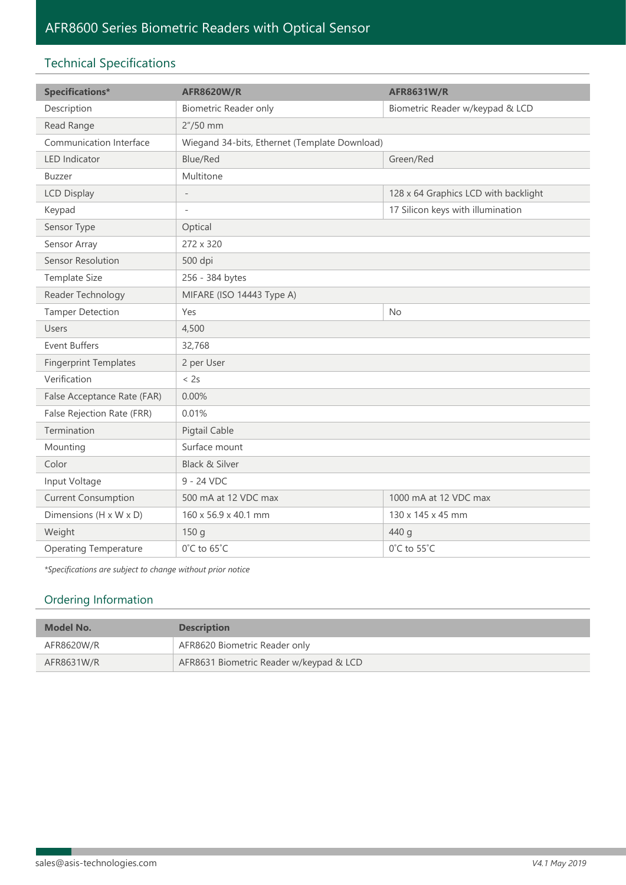# AFR8600 Series Biometric Readers with Optical Sensor

## Technical Specifications

| Specifications* | AFR8620W/R | AFR8631W/R |
|---|---|---|
| Description | Biometric Reader only | Biometric Reader w/keypad & LCD |
| Read Range | 2"/50 mm | |
| Communication Interface | Wiegand 34-bits, Ethernet (Template Download) | |
| LED Indicator | Blue/Red | Green/Red |
| Buzzer | Multitone | |
| LCD Display | - | 128 x 64 Graphics LCD with backlight |
| Keypad | - | 17 Silicon keys with illumination |
| Sensor Type | Optical | |
| Sensor Array | 272 x 320 | |
| Sensor Resolution | 500 dpi | |
| Template Size | 256 - 384 bytes | |
| Reader Technology | MIFARE (ISO 14443 Type A) | |
| Tamper Detection | Yes | No |
| Users | 4,500 | |
| Event Buffers | 32,768 | |
| Fingerprint Templates | 2 per User | |
| Verification | < 2s | |
| False Acceptance Rate (FAR) | 0.00% | |
| False Rejection Rate (FRR) | 0.01% | |
| Termination | Pigtail Cable | |
| Mounting | Surface mount | |
| Color | Black & Silver | |
| Input Voltage | 9 - 24 VDC | |
| Current Consumption | 500 mA at 12 VDC max | 1000 mA at 12 VDC max |
| Dimensions (H x W x D) | 160 x 56.9 x 40.1 mm | 130 x 145 x 45 mm |
| Weight | 150 g | 440 g |
| Operating Temperature | 0˚C to 65˚C | 0˚C to 55˚C |

*\*Specifications are subject to change without prior notice*

## Ordering Information

| Model No. | Description |
|---|---|
| AFR8620W/R | AFR8620 Biometric Reader only |
| AFR8631W/R | AFR8631 Biometric Reader w/keypad & LCD |

sales@asis-technologies.com

*V4.1 May 2019*